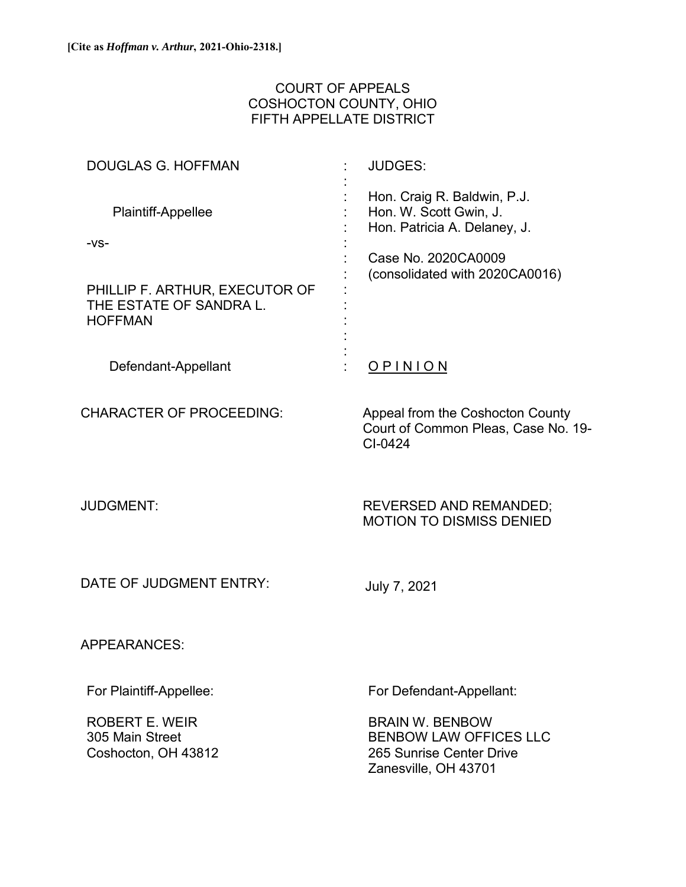**[Cite as *Hoffman v. Arthur*, 2021-Ohio-2318.]**

COURT OF APPEALS
COSHOCTON COUNTY, OHIO
FIFTH APPELLATE DISTRICT

| | | |
|---|---|---|
| DOUGLAS G. HOFFMAN | : | JUDGES: |
| Plaintiff-Appellee | : | Hon. Craig R. Baldwin, P.J.<br>Hon. W. Scott Gwin, J.<br>Hon. Patricia A. Delaney, J. |
| -vs- | : | Case No. 2020CA0009<br>(consolidated with 2020CA0016) |
| PHILLIP F. ARTHUR, EXECUTOR OF THE ESTATE OF SANDRA L. HOFFMAN | : | |
| Defendant-Appellant | : | <u>O P I N I O N</u> |

CHARACTER OF PROCEEDING: Appeal from the Coshocton County Court of Common Pleas, Case No. 19-CI-0424

JUDGMENT: REVERSED AND REMANDED; MOTION TO DISMISS DENIED

DATE OF JUDGMENT ENTRY: July 7, 2021

APPEARANCES:

| For Plaintiff-Appellee: | For Defendant-Appellant: |
|---|---|
| ROBERT E. WEIR<br>305 Main Street<br>Coshocton, OH 43812 | BRAIN W. BENBOW<br>BENBOW LAW OFFICES LLC<br>265 Sunrise Center Drive<br>Zanesville, OH 43701 |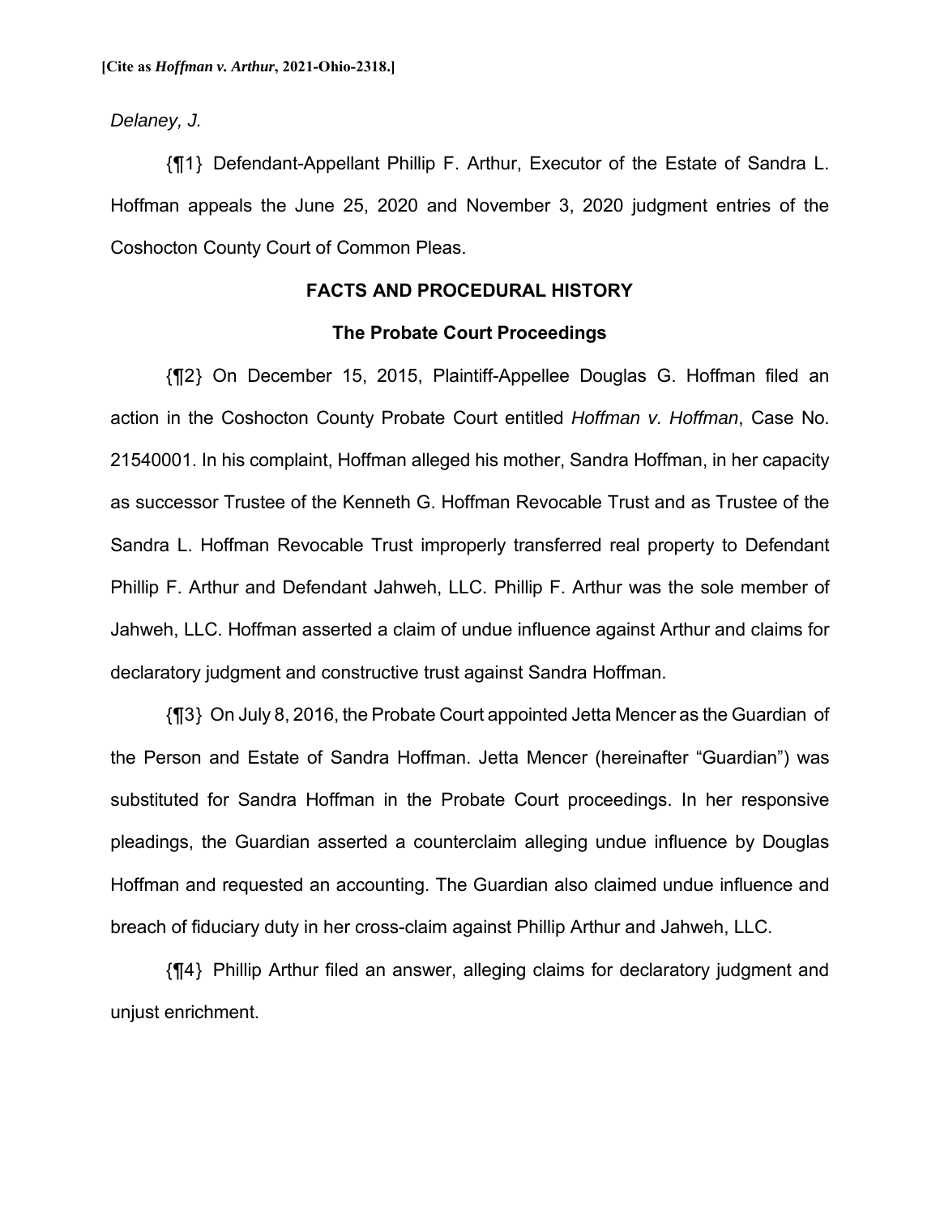*Delaney, J.*

{¶1} Defendant-Appellant Phillip F. Arthur, Executor of the Estate of Sandra L. Hoffman appeals the June 25, 2020 and November 3, 2020 judgment entries of the Coshocton County Court of Common Pleas.

## FACTS AND PROCEDURAL HISTORY

### The Probate Court Proceedings

{¶2} On December 15, 2015, Plaintiff-Appellee Douglas G. Hoffman filed an action in the Coshocton County Probate Court entitled *Hoffman v. Hoffman*, Case No. 21540001. In his complaint, Hoffman alleged his mother, Sandra Hoffman, in her capacity as successor Trustee of the Kenneth G. Hoffman Revocable Trust and as Trustee of the Sandra L. Hoffman Revocable Trust improperly transferred real property to Defendant Phillip F. Arthur and Defendant Jahweh, LLC. Phillip F. Arthur was the sole member of Jahweh, LLC. Hoffman asserted a claim of undue influence against Arthur and claims for declaratory judgment and constructive trust against Sandra Hoffman.

{¶3} On July 8, 2016, the Probate Court appointed Jetta Mencer as the Guardian of the Person and Estate of Sandra Hoffman. Jetta Mencer (hereinafter "Guardian") was substituted for Sandra Hoffman in the Probate Court proceedings. In her responsive pleadings, the Guardian asserted a counterclaim alleging undue influence by Douglas Hoffman and requested an accounting. The Guardian also claimed undue influence and breach of fiduciary duty in her cross-claim against Phillip Arthur and Jahweh, LLC.

{¶4} Phillip Arthur filed an answer, alleging claims for declaratory judgment and unjust enrichment.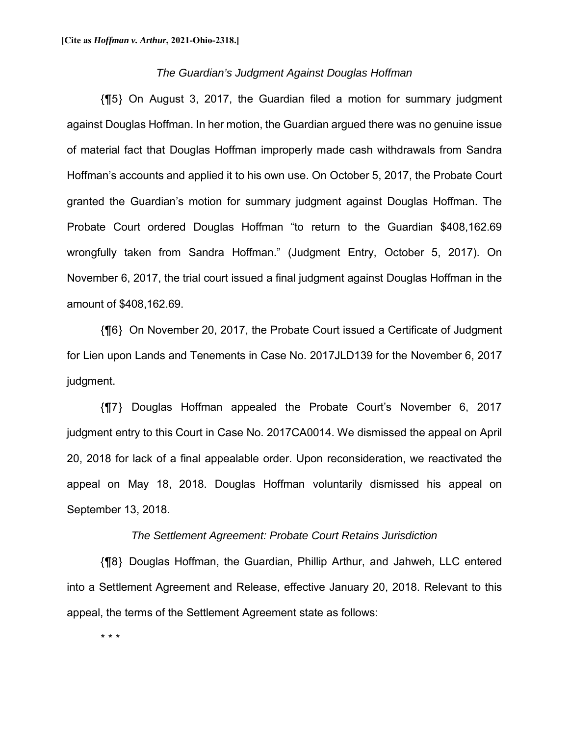*The Guardian's Judgment Against Douglas Hoffman*

{¶5} On August 3, 2017, the Guardian filed a motion for summary judgment against Douglas Hoffman. In her motion, the Guardian argued there was no genuine issue of material fact that Douglas Hoffman improperly made cash withdrawals from Sandra Hoffman's accounts and applied it to his own use. On October 5, 2017, the Probate Court granted the Guardian's motion for summary judgment against Douglas Hoffman. The Probate Court ordered Douglas Hoffman "to return to the Guardian $408,162.69 wrongfully taken from Sandra Hoffman." (Judgment Entry, October 5, 2017). On November 6, 2017, the trial court issued a final judgment against Douglas Hoffman in the amount of $408,162.69.

{¶6} On November 20, 2017, the Probate Court issued a Certificate of Judgment for Lien upon Lands and Tenements in Case No. 2017JLD139 for the November 6, 2017 judgment.

{¶7} Douglas Hoffman appealed the Probate Court's November 6, 2017 judgment entry to this Court in Case No. 2017CA0014. We dismissed the appeal on April 20, 2018 for lack of a final appealable order. Upon reconsideration, we reactivated the appeal on May 18, 2018. Douglas Hoffman voluntarily dismissed his appeal on September 13, 2018.

*The Settlement Agreement: Probate Court Retains Jurisdiction*

{¶8} Douglas Hoffman, the Guardian, Phillip Arthur, and Jahweh, LLC entered into a Settlement Agreement and Release, effective January 20, 2018. Relevant to this appeal, the terms of the Settlement Agreement state as follows:

* * *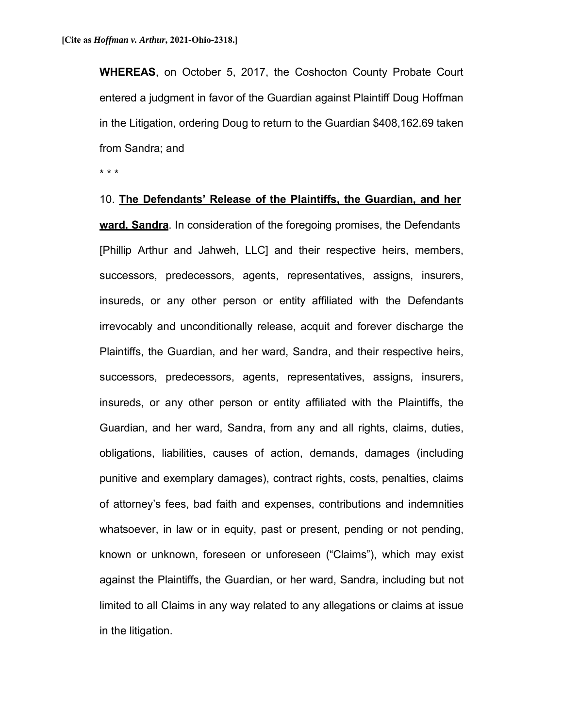**WHEREAS**, on October 5, 2017, the Coshocton County Probate Court entered a judgment in favor of the Guardian against Plaintiff Doug Hoffman in the Litigation, ordering Doug to return to the Guardian $408,162.69 taken from Sandra; and

* * *

10. **The Defendants' Release of the Plaintiffs, the Guardian, and her ward, Sandra**. In consideration of the foregoing promises, the Defendants [Phillip Arthur and Jahweh, LLC] and their respective heirs, members, successors, predecessors, agents, representatives, assigns, insurers, insureds, or any other person or entity affiliated with the Defendants irrevocably and unconditionally release, acquit and forever discharge the Plaintiffs, the Guardian, and her ward, Sandra, and their respective heirs, successors, predecessors, agents, representatives, assigns, insurers, insureds, or any other person or entity affiliated with the Plaintiffs, the Guardian, and her ward, Sandra, from any and all rights, claims, duties, obligations, liabilities, causes of action, demands, damages (including punitive and exemplary damages), contract rights, costs, penalties, claims of attorney's fees, bad faith and expenses, contributions and indemnities whatsoever, in law or in equity, past or present, pending or not pending, known or unknown, foreseen or unforeseen ("Claims"), which may exist against the Plaintiffs, the Guardian, or her ward, Sandra, including but not limited to all Claims in any way related to any allegations or claims at issue in the litigation.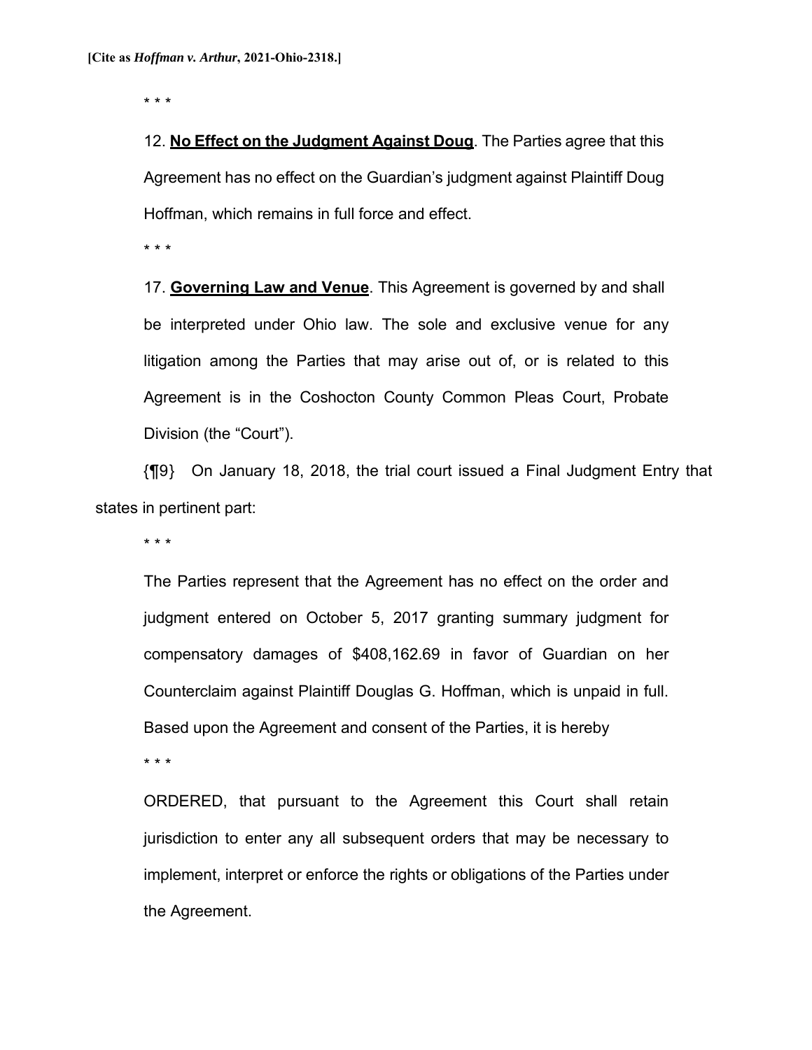\* \* \*

12. **No Effect on the Judgment Against Doug**. The Parties agree that this Agreement has no effect on the Guardian's judgment against Plaintiff Doug Hoffman, which remains in full force and effect.

\* \* \*

17. **Governing Law and Venue**. This Agreement is governed by and shall be interpreted under Ohio law. The sole and exclusive venue for any litigation among the Parties that may arise out of, or is related to this Agreement is in the Coshocton County Common Pleas Court, Probate Division (the "Court").

{¶9} On January 18, 2018, the trial court issued a Final Judgment Entry that states in pertinent part:

\* \* \*

The Parties represent that the Agreement has no effect on the order and judgment entered on October 5, 2017 granting summary judgment for compensatory damages of $408,162.69 in favor of Guardian on her Counterclaim against Plaintiff Douglas G. Hoffman, which is unpaid in full. Based upon the Agreement and consent of the Parties, it is hereby

\* \* \*

ORDERED, that pursuant to the Agreement this Court shall retain jurisdiction to enter any all subsequent orders that may be necessary to implement, interpret or enforce the rights or obligations of the Parties under the Agreement.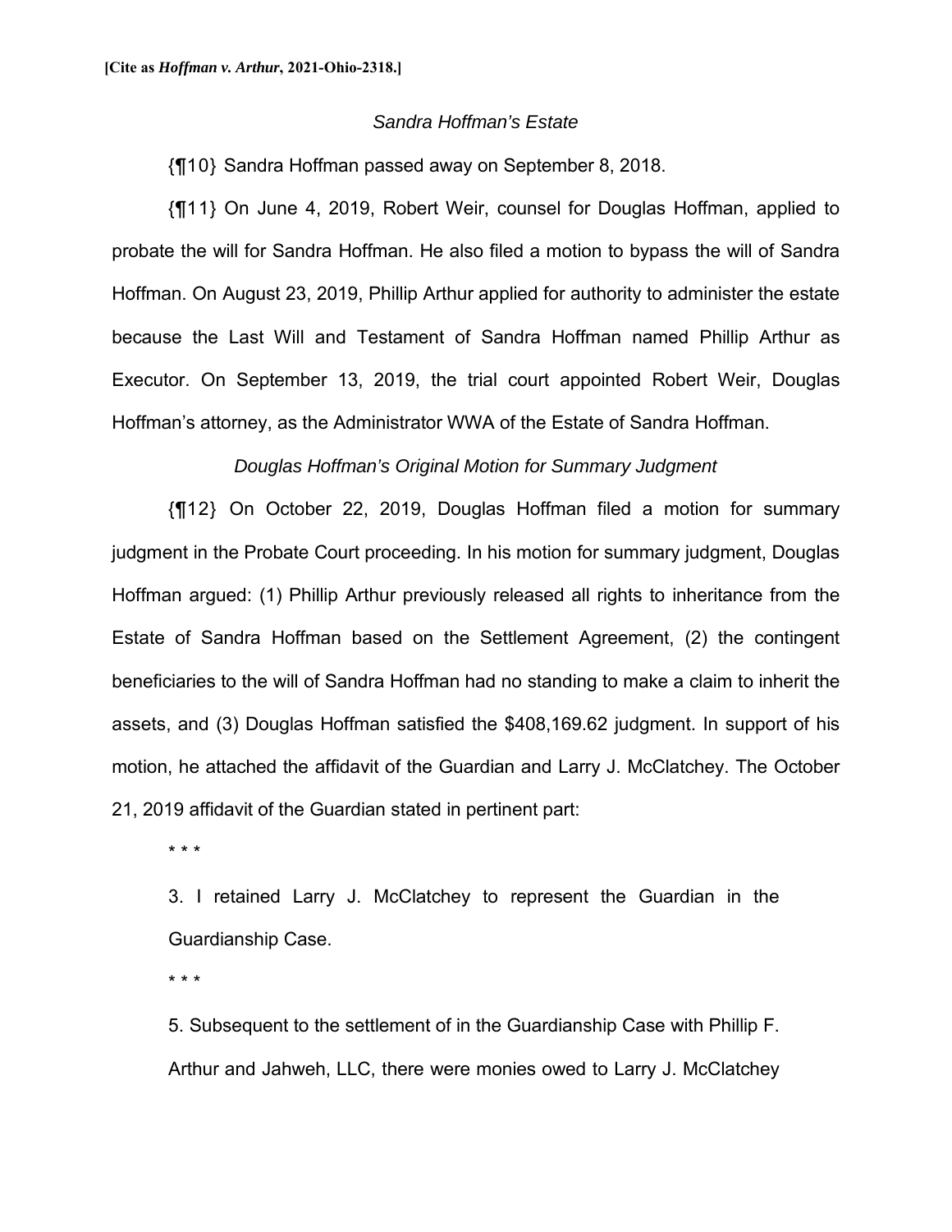*Sandra Hoffman's Estate*

{¶10} Sandra Hoffman passed away on September 8, 2018.

{¶11} On June 4, 2019, Robert Weir, counsel for Douglas Hoffman, applied to probate the will for Sandra Hoffman. He also filed a motion to bypass the will of Sandra Hoffman. On August 23, 2019, Phillip Arthur applied for authority to administer the estate because the Last Will and Testament of Sandra Hoffman named Phillip Arthur as Executor. On September 13, 2019, the trial court appointed Robert Weir, Douglas Hoffman's attorney, as the Administrator WWA of the Estate of Sandra Hoffman.

*Douglas Hoffman's Original Motion for Summary Judgment*

{¶12} On October 22, 2019, Douglas Hoffman filed a motion for summary judgment in the Probate Court proceeding. In his motion for summary judgment, Douglas Hoffman argued: (1) Phillip Arthur previously released all rights to inheritance from the Estate of Sandra Hoffman based on the Settlement Agreement, (2) the contingent beneficiaries to the will of Sandra Hoffman had no standing to make a claim to inherit the assets, and (3) Douglas Hoffman satisfied the $408,169.62 judgment. In support of his motion, he attached the affidavit of the Guardian and Larry J. McClatchey. The October 21, 2019 affidavit of the Guardian stated in pertinent part:

> \* \* \*
>
> 3. I retained Larry J. McClatchey to represent the Guardian in the Guardianship Case.
>
> \* \* \*
>
> 5. Subsequent to the settlement of in the Guardianship Case with Phillip F. Arthur and Jahweh, LLC, there were monies owed to Larry J. McClatchey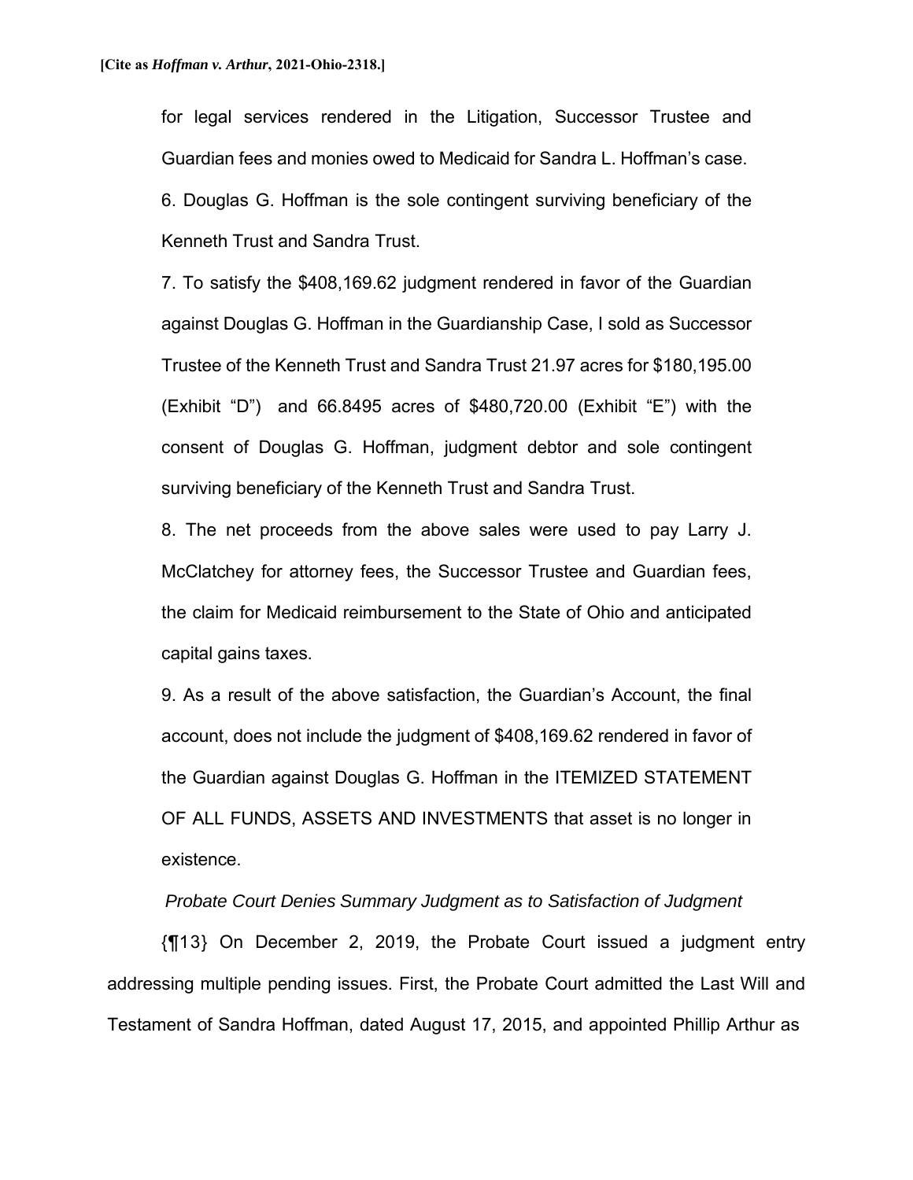for legal services rendered in the Litigation, Successor Trustee and Guardian fees and monies owed to Medicaid for Sandra L. Hoffman's case.

6. Douglas G. Hoffman is the sole contingent surviving beneficiary of the Kenneth Trust and Sandra Trust.

7. To satisfy the $408,169.62 judgment rendered in favor of the Guardian against Douglas G. Hoffman in the Guardianship Case, I sold as Successor Trustee of the Kenneth Trust and Sandra Trust 21.97 acres for $180,195.00 (Exhibit "D") and 66.8495 acres of $480,720.00 (Exhibit "E") with the consent of Douglas G. Hoffman, judgment debtor and sole contingent surviving beneficiary of the Kenneth Trust and Sandra Trust.

8. The net proceeds from the above sales were used to pay Larry J. McClatchey for attorney fees, the Successor Trustee and Guardian fees, the claim for Medicaid reimbursement to the State of Ohio and anticipated capital gains taxes.

9. As a result of the above satisfaction, the Guardian's Account, the final account, does not include the judgment of $408,169.62 rendered in favor of the Guardian against Douglas G. Hoffman in the ITEMIZED STATEMENT OF ALL FUNDS, ASSETS AND INVESTMENTS that asset is no longer in existence.

*Probate Court Denies Summary Judgment as to Satisfaction of Judgment*

{¶13} On December 2, 2019, the Probate Court issued a judgment entry addressing multiple pending issues. First, the Probate Court admitted the Last Will and Testament of Sandra Hoffman, dated August 17, 2015, and appointed Phillip Arthur as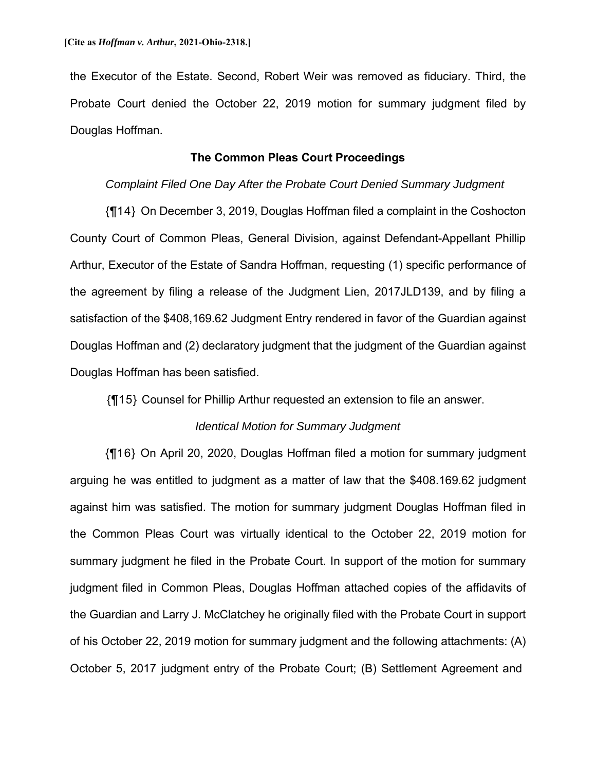the Executor of the Estate. Second, Robert Weir was removed as fiduciary. Third, the Probate Court denied the October 22, 2019 motion for summary judgment filed by Douglas Hoffman.

## The Common Pleas Court Proceedings

*Complaint Filed One Day After the Probate Court Denied Summary Judgment*

{¶14} On December 3, 2019, Douglas Hoffman filed a complaint in the Coshocton County Court of Common Pleas, General Division, against Defendant-Appellant Phillip Arthur, Executor of the Estate of Sandra Hoffman, requesting (1) specific performance of the agreement by filing a release of the Judgment Lien, 2017JLD139, and by filing a satisfaction of the $408,169.62 Judgment Entry rendered in favor of the Guardian against Douglas Hoffman and (2) declaratory judgment that the judgment of the Guardian against Douglas Hoffman has been satisfied.

{¶15} Counsel for Phillip Arthur requested an extension to file an answer.

*Identical Motion for Summary Judgment*

{¶16} On April 20, 2020, Douglas Hoffman filed a motion for summary judgment arguing he was entitled to judgment as a matter of law that the $408.169.62 judgment against him was satisfied. The motion for summary judgment Douglas Hoffman filed in the Common Pleas Court was virtually identical to the October 22, 2019 motion for summary judgment he filed in the Probate Court. In support of the motion for summary judgment filed in Common Pleas, Douglas Hoffman attached copies of the affidavits of the Guardian and Larry J. McClatchey he originally filed with the Probate Court in support of his October 22, 2019 motion for summary judgment and the following attachments: (A) October 5, 2017 judgment entry of the Probate Court; (B) Settlement Agreement and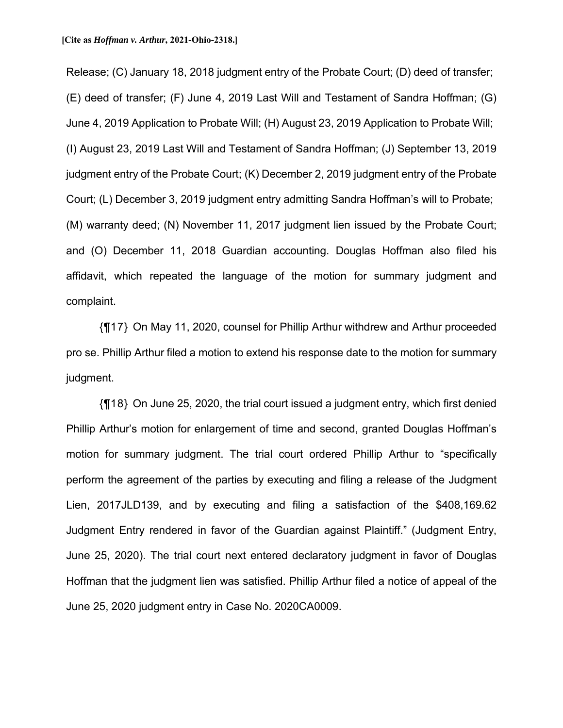Release; (C) January 18, 2018 judgment entry of the Probate Court; (D) deed of transfer; (E) deed of transfer; (F) June 4, 2019 Last Will and Testament of Sandra Hoffman; (G) June 4, 2019 Application to Probate Will; (H) August 23, 2019 Application to Probate Will; (I) August 23, 2019 Last Will and Testament of Sandra Hoffman; (J) September 13, 2019 judgment entry of the Probate Court; (K) December 2, 2019 judgment entry of the Probate Court; (L) December 3, 2019 judgment entry admitting Sandra Hoffman's will to Probate; (M) warranty deed; (N) November 11, 2017 judgment lien issued by the Probate Court; and (O) December 11, 2018 Guardian accounting. Douglas Hoffman also filed his affidavit, which repeated the language of the motion for summary judgment and complaint.

{¶17} On May 11, 2020, counsel for Phillip Arthur withdrew and Arthur proceeded pro se. Phillip Arthur filed a motion to extend his response date to the motion for summary judgment.

{¶18} On June 25, 2020, the trial court issued a judgment entry, which first denied Phillip Arthur's motion for enlargement of time and second, granted Douglas Hoffman's motion for summary judgment. The trial court ordered Phillip Arthur to "specifically perform the agreement of the parties by executing and filing a release of the Judgment Lien, 2017JLD139, and by executing and filing a satisfaction of the $408,169.62 Judgment Entry rendered in favor of the Guardian against Plaintiff." (Judgment Entry, June 25, 2020). The trial court next entered declaratory judgment in favor of Douglas Hoffman that the judgment lien was satisfied. Phillip Arthur filed a notice of appeal of the June 25, 2020 judgment entry in Case No. 2020CA0009.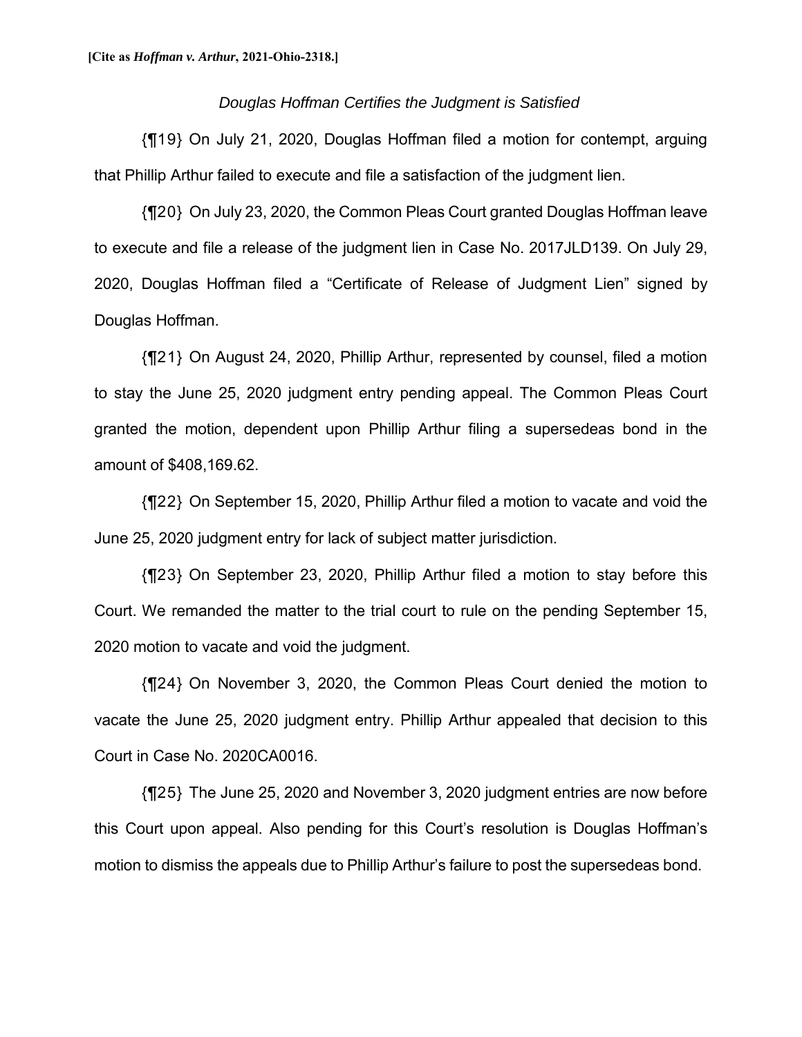*Douglas Hoffman Certifies the Judgment is Satisfied*

{¶19} On July 21, 2020, Douglas Hoffman filed a motion for contempt, arguing that Phillip Arthur failed to execute and file a satisfaction of the judgment lien.

{¶20} On July 23, 2020, the Common Pleas Court granted Douglas Hoffman leave to execute and file a release of the judgment lien in Case No. 2017JLD139. On July 29, 2020, Douglas Hoffman filed a "Certificate of Release of Judgment Lien" signed by Douglas Hoffman.

{¶21} On August 24, 2020, Phillip Arthur, represented by counsel, filed a motion to stay the June 25, 2020 judgment entry pending appeal. The Common Pleas Court granted the motion, dependent upon Phillip Arthur filing a supersedeas bond in the amount of $408,169.62.

{¶22} On September 15, 2020, Phillip Arthur filed a motion to vacate and void the June 25, 2020 judgment entry for lack of subject matter jurisdiction.

{¶23} On September 23, 2020, Phillip Arthur filed a motion to stay before this Court. We remanded the matter to the trial court to rule on the pending September 15, 2020 motion to vacate and void the judgment.

{¶24} On November 3, 2020, the Common Pleas Court denied the motion to vacate the June 25, 2020 judgment entry. Phillip Arthur appealed that decision to this Court in Case No. 2020CA0016.

{¶25} The June 25, 2020 and November 3, 2020 judgment entries are now before this Court upon appeal. Also pending for this Court's resolution is Douglas Hoffman's motion to dismiss the appeals due to Phillip Arthur's failure to post the supersedeas bond.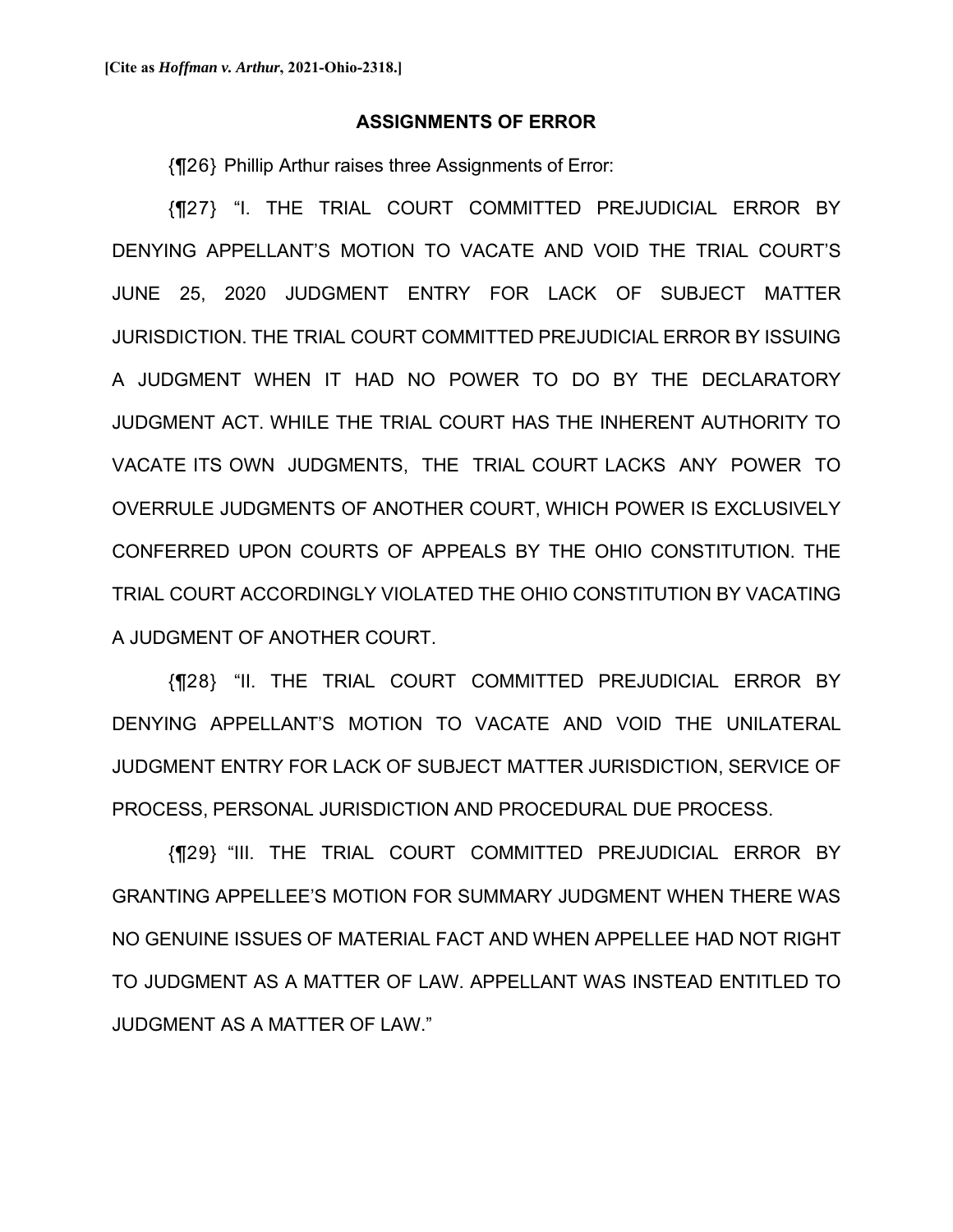## ASSIGNMENTS OF ERROR

{¶26} Phillip Arthur raises three Assignments of Error:

{¶27} "I. THE TRIAL COURT COMMITTED PREJUDICIAL ERROR BY DENYING APPELLANT'S MOTION TO VACATE AND VOID THE TRIAL COURT'S JUNE 25, 2020 JUDGMENT ENTRY FOR LACK OF SUBJECT MATTER JURISDICTION. THE TRIAL COURT COMMITTED PREJUDICIAL ERROR BY ISSUING A JUDGMENT WHEN IT HAD NO POWER TO DO BY THE DECLARATORY JUDGMENT ACT. WHILE THE TRIAL COURT HAS THE INHERENT AUTHORITY TO VACATE ITS OWN JUDGMENTS, THE TRIAL COURT LACKS ANY POWER TO OVERRULE JUDGMENTS OF ANOTHER COURT, WHICH POWER IS EXCLUSIVELY CONFERRED UPON COURTS OF APPEALS BY THE OHIO CONSTITUTION. THE TRIAL COURT ACCORDINGLY VIOLATED THE OHIO CONSTITUTION BY VACATING A JUDGMENT OF ANOTHER COURT.

{¶28} "II. THE TRIAL COURT COMMITTED PREJUDICIAL ERROR BY DENYING APPELLANT'S MOTION TO VACATE AND VOID THE UNILATERAL JUDGMENT ENTRY FOR LACK OF SUBJECT MATTER JURISDICTION, SERVICE OF PROCESS, PERSONAL JURISDICTION AND PROCEDURAL DUE PROCESS.

{¶29} "III. THE TRIAL COURT COMMITTED PREJUDICIAL ERROR BY GRANTING APPELLEE'S MOTION FOR SUMMARY JUDGMENT WHEN THERE WAS NO GENUINE ISSUES OF MATERIAL FACT AND WHEN APPELLEE HAD NOT RIGHT TO JUDGMENT AS A MATTER OF LAW. APPELLANT WAS INSTEAD ENTITLED TO JUDGMENT AS A MATTER OF LAW."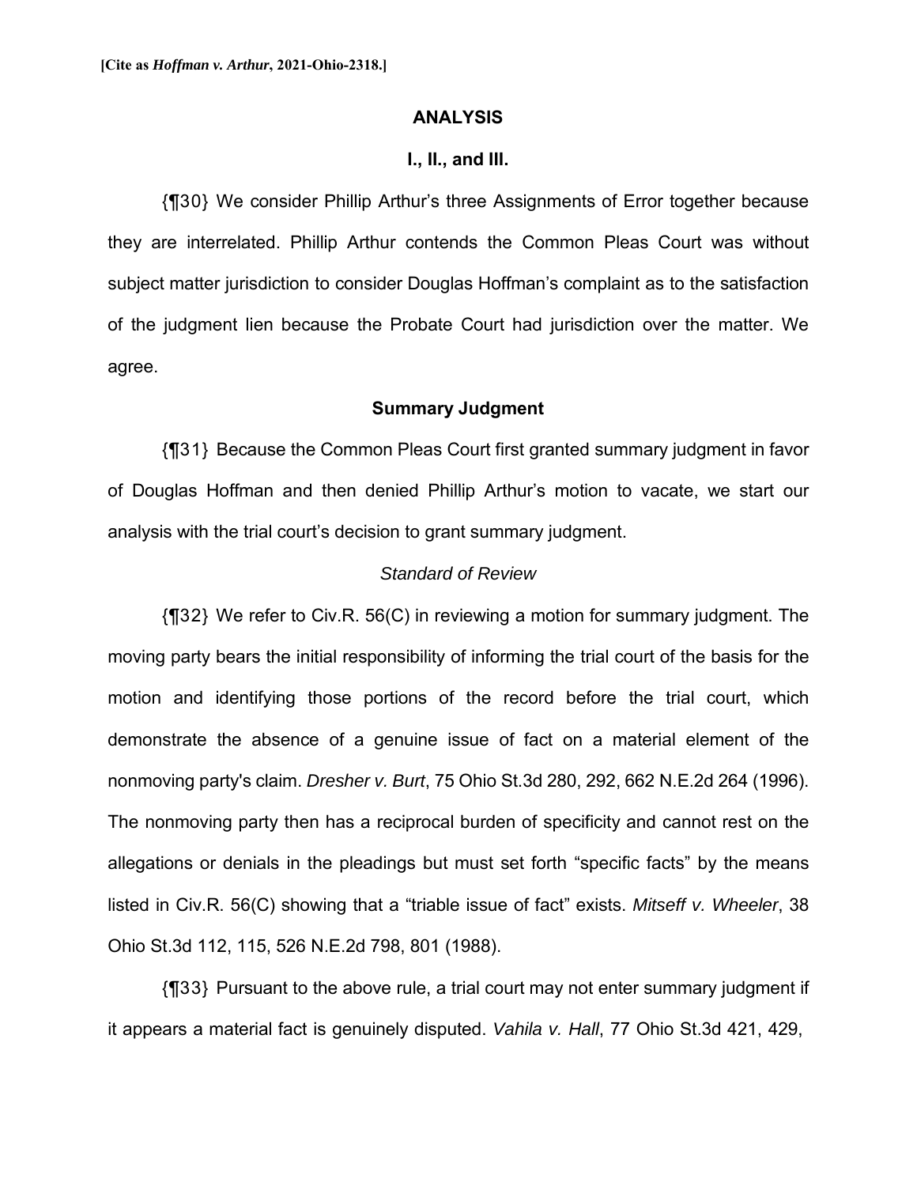## ANALYSIS

### I., II., and III.

{¶30} We consider Phillip Arthur's three Assignments of Error together because they are interrelated. Phillip Arthur contends the Common Pleas Court was without subject matter jurisdiction to consider Douglas Hoffman's complaint as to the satisfaction of the judgment lien because the Probate Court had jurisdiction over the matter. We agree.

### Summary Judgment

{¶31} Because the Common Pleas Court first granted summary judgment in favor of Douglas Hoffman and then denied Phillip Arthur's motion to vacate, we start our analysis with the trial court's decision to grant summary judgment.

#### *Standard of Review*

{¶32} We refer to Civ.R. 56(C) in reviewing a motion for summary judgment. The moving party bears the initial responsibility of informing the trial court of the basis for the motion and identifying those portions of the record before the trial court, which demonstrate the absence of a genuine issue of fact on a material element of the nonmoving party's claim. *Dresher v. Burt*, 75 Ohio St.3d 280, 292, 662 N.E.2d 264 (1996). The nonmoving party then has a reciprocal burden of specificity and cannot rest on the allegations or denials in the pleadings but must set forth "specific facts" by the means listed in Civ.R. 56(C) showing that a "triable issue of fact" exists. *Mitseff v. Wheeler*, 38 Ohio St.3d 112, 115, 526 N.E.2d 798, 801 (1988).

{¶33} Pursuant to the above rule, a trial court may not enter summary judgment if it appears a material fact is genuinely disputed. *Vahila v. Hall*, 77 Ohio St.3d 421, 429,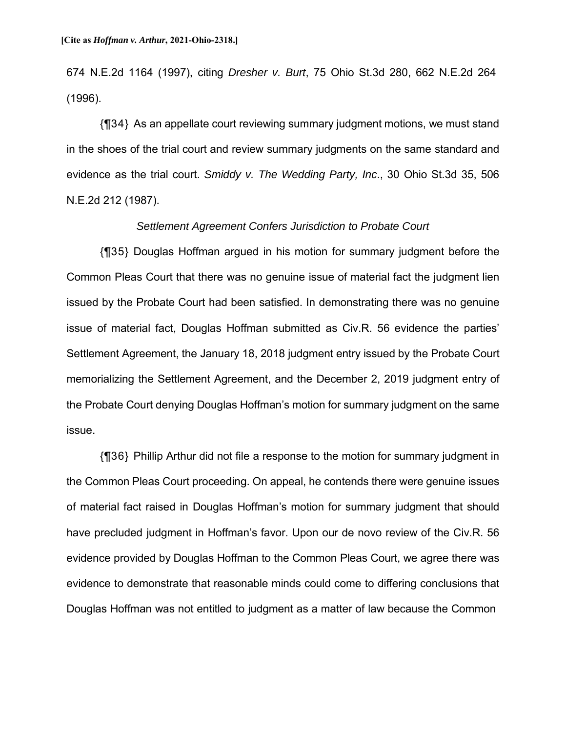674 N.E.2d 1164 (1997), citing *Dresher v. Burt*, 75 Ohio St.3d 280, 662 N.E.2d 264 (1996).

{¶34} As an appellate court reviewing summary judgment motions, we must stand in the shoes of the trial court and review summary judgments on the same standard and evidence as the trial court. *Smiddy v. The Wedding Party, Inc*., 30 Ohio St.3d 35, 506 N.E.2d 212 (1987).

*Settlement Agreement Confers Jurisdiction to Probate Court*

{¶35} Douglas Hoffman argued in his motion for summary judgment before the Common Pleas Court that there was no genuine issue of material fact the judgment lien issued by the Probate Court had been satisfied. In demonstrating there was no genuine issue of material fact, Douglas Hoffman submitted as Civ.R. 56 evidence the parties' Settlement Agreement, the January 18, 2018 judgment entry issued by the Probate Court memorializing the Settlement Agreement, and the December 2, 2019 judgment entry of the Probate Court denying Douglas Hoffman's motion for summary judgment on the same issue.

{¶36} Phillip Arthur did not file a response to the motion for summary judgment in the Common Pleas Court proceeding. On appeal, he contends there were genuine issues of material fact raised in Douglas Hoffman's motion for summary judgment that should have precluded judgment in Hoffman's favor. Upon our de novo review of the Civ.R. 56 evidence provided by Douglas Hoffman to the Common Pleas Court, we agree there was evidence to demonstrate that reasonable minds could come to differing conclusions that Douglas Hoffman was not entitled to judgment as a matter of law because the Common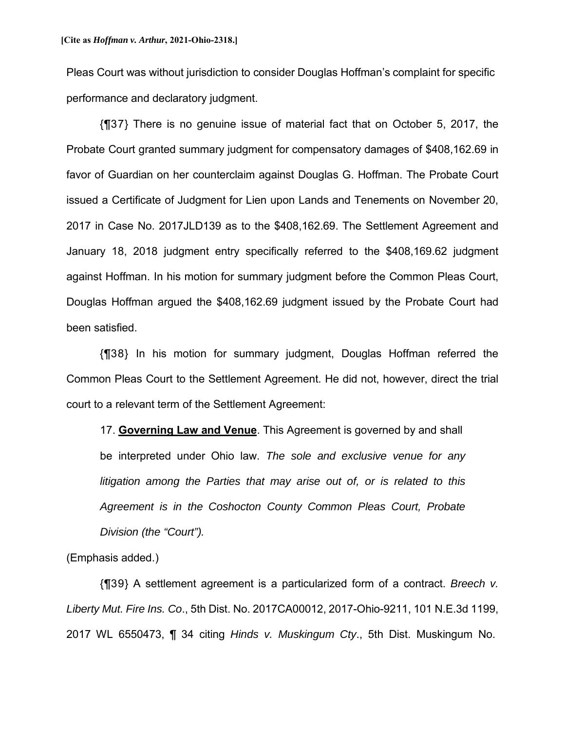Pleas Court was without jurisdiction to consider Douglas Hoffman's complaint for specific performance and declaratory judgment.

{¶37} There is no genuine issue of material fact that on October 5, 2017, the Probate Court granted summary judgment for compensatory damages of $408,162.69 in favor of Guardian on her counterclaim against Douglas G. Hoffman. The Probate Court issued a Certificate of Judgment for Lien upon Lands and Tenements on November 20, 2017 in Case No. 2017JLD139 as to the $408,162.69. The Settlement Agreement and January 18, 2018 judgment entry specifically referred to the $408,169.62 judgment against Hoffman. In his motion for summary judgment before the Common Pleas Court, Douglas Hoffman argued the $408,162.69 judgment issued by the Probate Court had been satisfied.

{¶38} In his motion for summary judgment, Douglas Hoffman referred the Common Pleas Court to the Settlement Agreement. He did not, however, direct the trial court to a relevant term of the Settlement Agreement:

> 17. **<u>Governing Law and Venue</u>**. This Agreement is governed by and shall be interpreted under Ohio law. *The sole and exclusive venue for any litigation among the Parties that may arise out of, or is related to this Agreement is in the Coshocton County Common Pleas Court, Probate Division (the "Court").*

(Emphasis added.)

{¶39} A settlement agreement is a particularized form of a contract. *Breech v. Liberty Mut. Fire Ins. Co*., 5th Dist. No. 2017CA00012, 2017-Ohio-9211, 101 N.E.3d 1199, 2017 WL 6550473, ¶ 34 citing *Hinds v. Muskingum Cty*., 5th Dist. Muskingum No.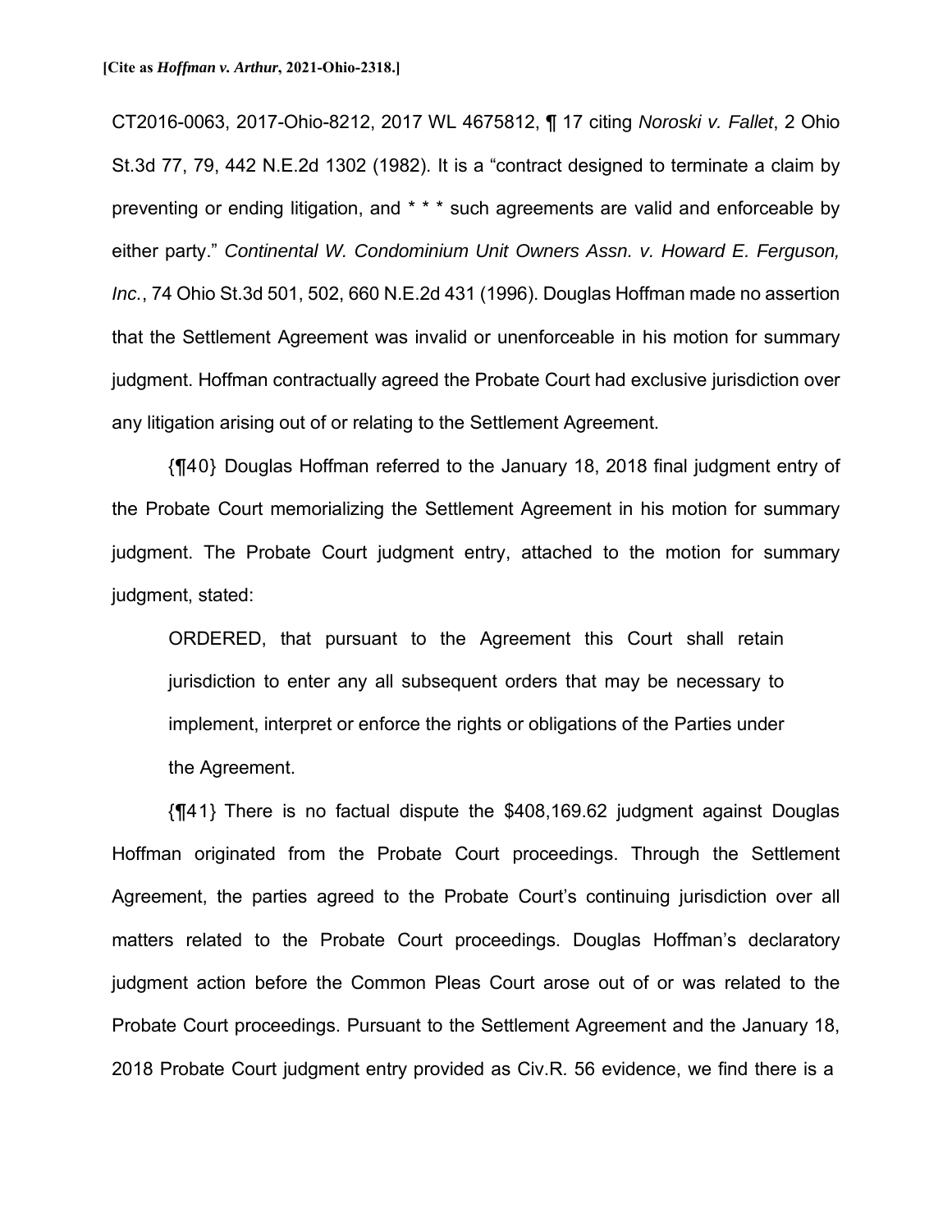CT2016-0063, 2017-Ohio-8212, 2017 WL 4675812, ¶ 17 citing *Noroski v. Fallet*, 2 Ohio St.3d 77, 79, 442 N.E.2d 1302 (1982). It is a "contract designed to terminate a claim by preventing or ending litigation, and * * * such agreements are valid and enforceable by either party." *Continental W. Condominium Unit Owners Assn. v. Howard E. Ferguson, Inc.*, 74 Ohio St.3d 501, 502, 660 N.E.2d 431 (1996). Douglas Hoffman made no assertion that the Settlement Agreement was invalid or unenforceable in his motion for summary judgment. Hoffman contractually agreed the Probate Court had exclusive jurisdiction over any litigation arising out of or relating to the Settlement Agreement.

{¶40} Douglas Hoffman referred to the January 18, 2018 final judgment entry of the Probate Court memorializing the Settlement Agreement in his motion for summary judgment. The Probate Court judgment entry, attached to the motion for summary judgment, stated:

> ORDERED, that pursuant to the Agreement this Court shall retain jurisdiction to enter any all subsequent orders that may be necessary to implement, interpret or enforce the rights or obligations of the Parties under the Agreement.

{¶41} There is no factual dispute the $408,169.62 judgment against Douglas Hoffman originated from the Probate Court proceedings. Through the Settlement Agreement, the parties agreed to the Probate Court's continuing jurisdiction over all matters related to the Probate Court proceedings. Douglas Hoffman's declaratory judgment action before the Common Pleas Court arose out of or was related to the Probate Court proceedings. Pursuant to the Settlement Agreement and the January 18, 2018 Probate Court judgment entry provided as Civ.R. 56 evidence, we find there is a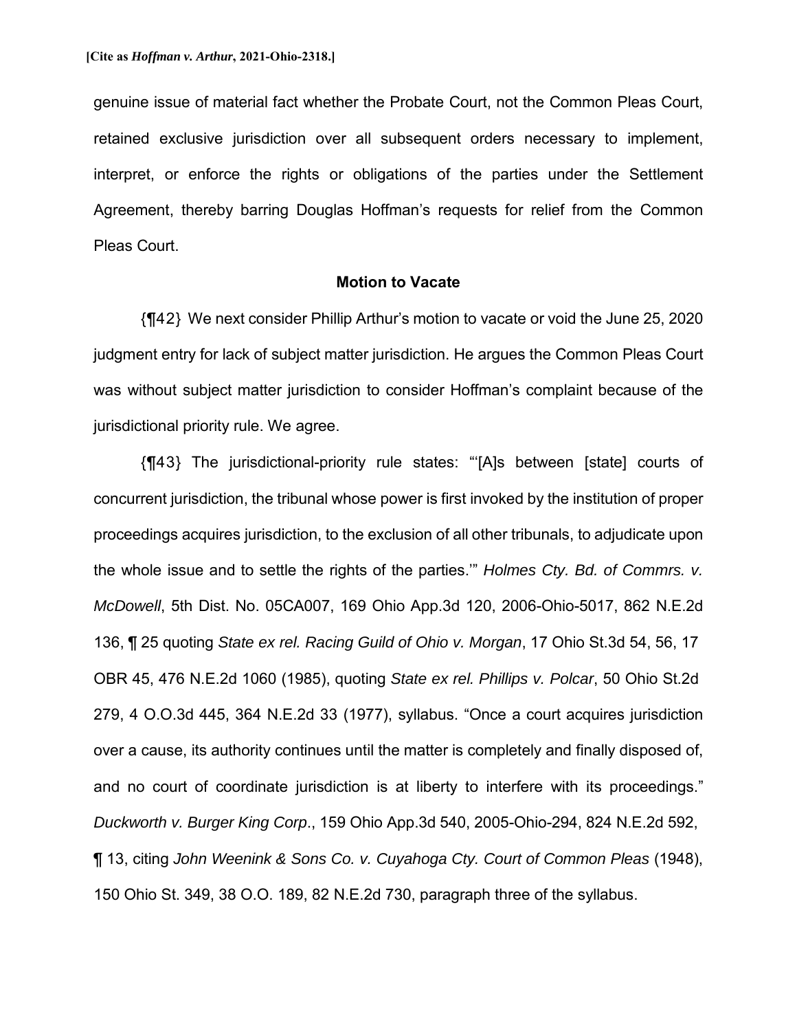genuine issue of material fact whether the Probate Court, not the Common Pleas Court, retained exclusive jurisdiction over all subsequent orders necessary to implement, interpret, or enforce the rights or obligations of the parties under the Settlement Agreement, thereby barring Douglas Hoffman's requests for relief from the Common Pleas Court.

### Motion to Vacate

{¶42} We next consider Phillip Arthur's motion to vacate or void the June 25, 2020 judgment entry for lack of subject matter jurisdiction. He argues the Common Pleas Court was without subject matter jurisdiction to consider Hoffman's complaint because of the jurisdictional priority rule. We agree.

{¶43} The jurisdictional-priority rule states: "'[A]s between [state] courts of concurrent jurisdiction, the tribunal whose power is first invoked by the institution of proper proceedings acquires jurisdiction, to the exclusion of all other tribunals, to adjudicate upon the whole issue and to settle the rights of the parties.'" *Holmes Cty. Bd. of Commrs. v. McDowell*, 5th Dist. No. 05CA007, 169 Ohio App.3d 120, 2006-Ohio-5017, 862 N.E.2d 136, ¶ 25 quoting *State ex rel. Racing Guild of Ohio v. Morgan*, 17 Ohio St.3d 54, 56, 17 OBR 45, 476 N.E.2d 1060 (1985), quoting *State ex rel. Phillips v. Polcar*, 50 Ohio St.2d 279, 4 O.O.3d 445, 364 N.E.2d 33 (1977), syllabus. "Once a court acquires jurisdiction over a cause, its authority continues until the matter is completely and finally disposed of, and no court of coordinate jurisdiction is at liberty to interfere with its proceedings." *Duckworth v. Burger King Corp*., 159 Ohio App.3d 540, 2005-Ohio-294, 824 N.E.2d 592, ¶ 13, citing *John Weenink & Sons Co. v. Cuyahoga Cty. Court of Common Pleas* (1948), 150 Ohio St. 349, 38 O.O. 189, 82 N.E.2d 730, paragraph three of the syllabus.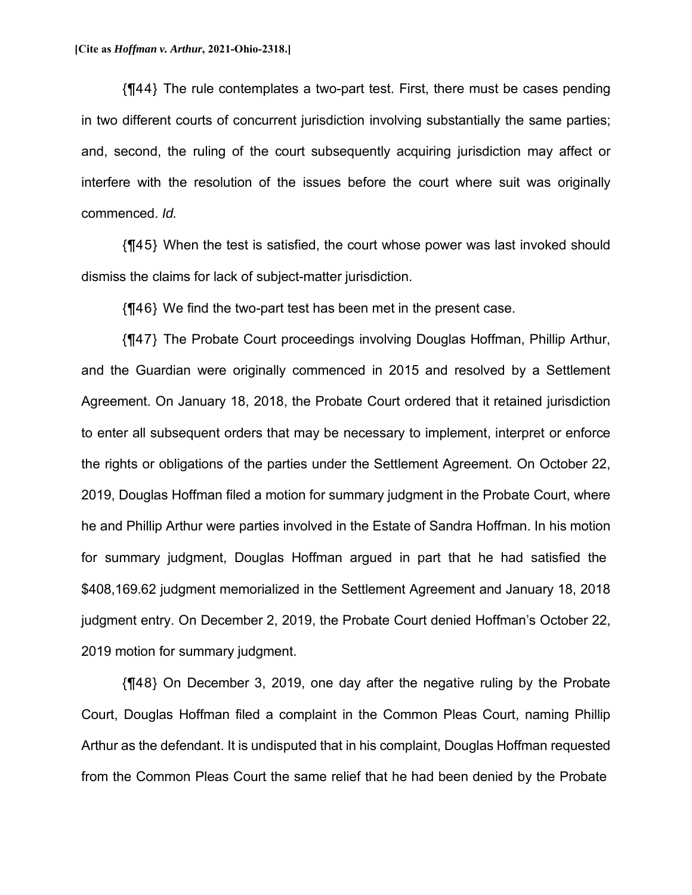{¶44} The rule contemplates a two-part test. First, there must be cases pending in two different courts of concurrent jurisdiction involving substantially the same parties; and, second, the ruling of the court subsequently acquiring jurisdiction may affect or interfere with the resolution of the issues before the court where suit was originally commenced. *Id.*

{¶45} When the test is satisfied, the court whose power was last invoked should dismiss the claims for lack of subject-matter jurisdiction.

{¶46} We find the two-part test has been met in the present case.

{¶47} The Probate Court proceedings involving Douglas Hoffman, Phillip Arthur, and the Guardian were originally commenced in 2015 and resolved by a Settlement Agreement. On January 18, 2018, the Probate Court ordered that it retained jurisdiction to enter all subsequent orders that may be necessary to implement, interpret or enforce the rights or obligations of the parties under the Settlement Agreement. On October 22, 2019, Douglas Hoffman filed a motion for summary judgment in the Probate Court, where he and Phillip Arthur were parties involved in the Estate of Sandra Hoffman. In his motion for summary judgment, Douglas Hoffman argued in part that he had satisfied the $408,169.62 judgment memorialized in the Settlement Agreement and January 18, 2018 judgment entry. On December 2, 2019, the Probate Court denied Hoffman's October 22, 2019 motion for summary judgment.

{¶48} On December 3, 2019, one day after the negative ruling by the Probate Court, Douglas Hoffman filed a complaint in the Common Pleas Court, naming Phillip Arthur as the defendant. It is undisputed that in his complaint, Douglas Hoffman requested from the Common Pleas Court the same relief that he had been denied by the Probate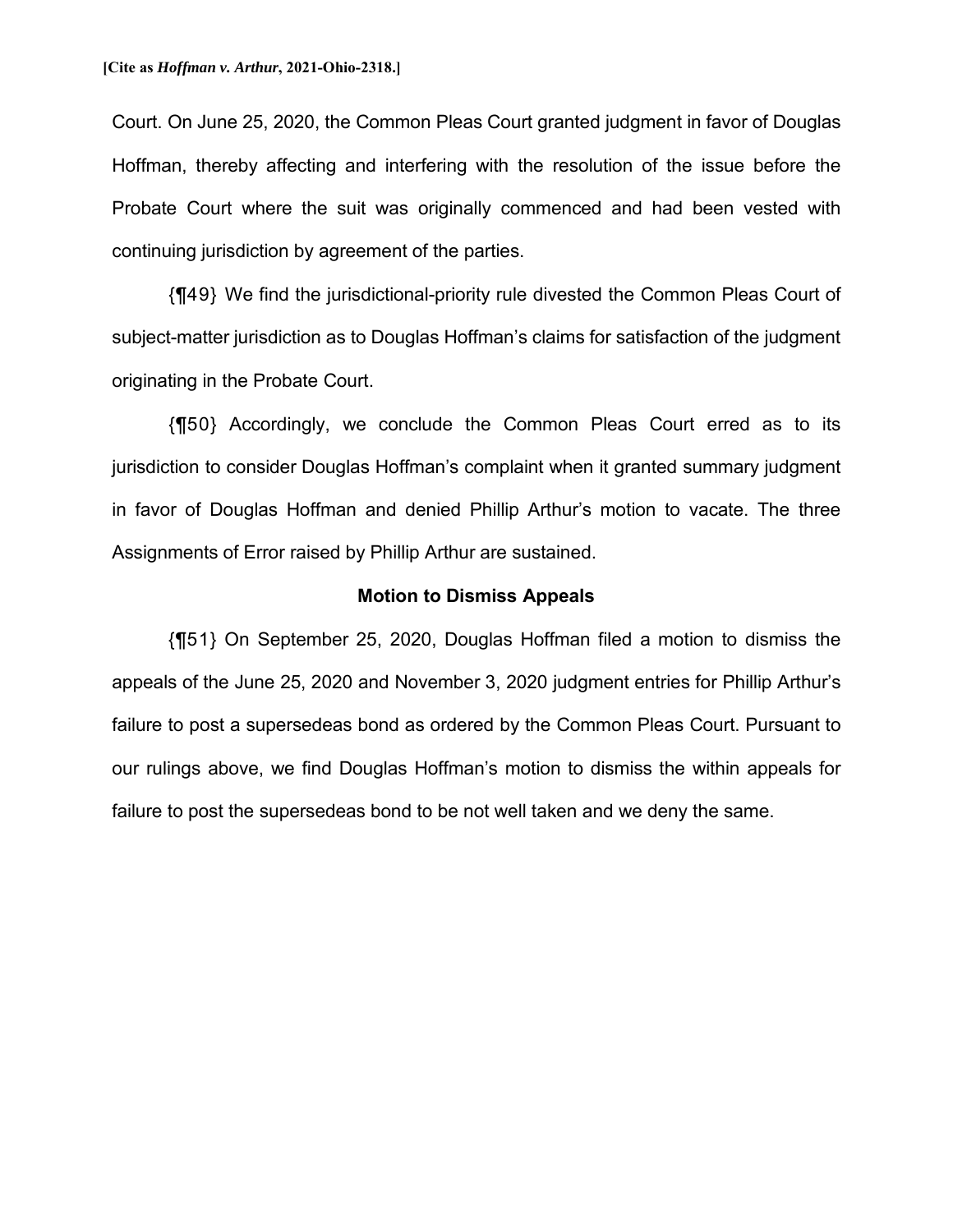Court. On June 25, 2020, the Common Pleas Court granted judgment in favor of Douglas Hoffman, thereby affecting and interfering with the resolution of the issue before the Probate Court where the suit was originally commenced and had been vested with continuing jurisdiction by agreement of the parties.

{¶49} We find the jurisdictional-priority rule divested the Common Pleas Court of subject-matter jurisdiction as to Douglas Hoffman's claims for satisfaction of the judgment originating in the Probate Court.

{¶50} Accordingly, we conclude the Common Pleas Court erred as to its jurisdiction to consider Douglas Hoffman's complaint when it granted summary judgment in favor of Douglas Hoffman and denied Phillip Arthur's motion to vacate. The three Assignments of Error raised by Phillip Arthur are sustained.

**Motion to Dismiss Appeals**

{¶51} On September 25, 2020, Douglas Hoffman filed a motion to dismiss the appeals of the June 25, 2020 and November 3, 2020 judgment entries for Phillip Arthur's failure to post a supersedeas bond as ordered by the Common Pleas Court. Pursuant to our rulings above, we find Douglas Hoffman's motion to dismiss the within appeals for failure to post the supersedeas bond to be not well taken and we deny the same.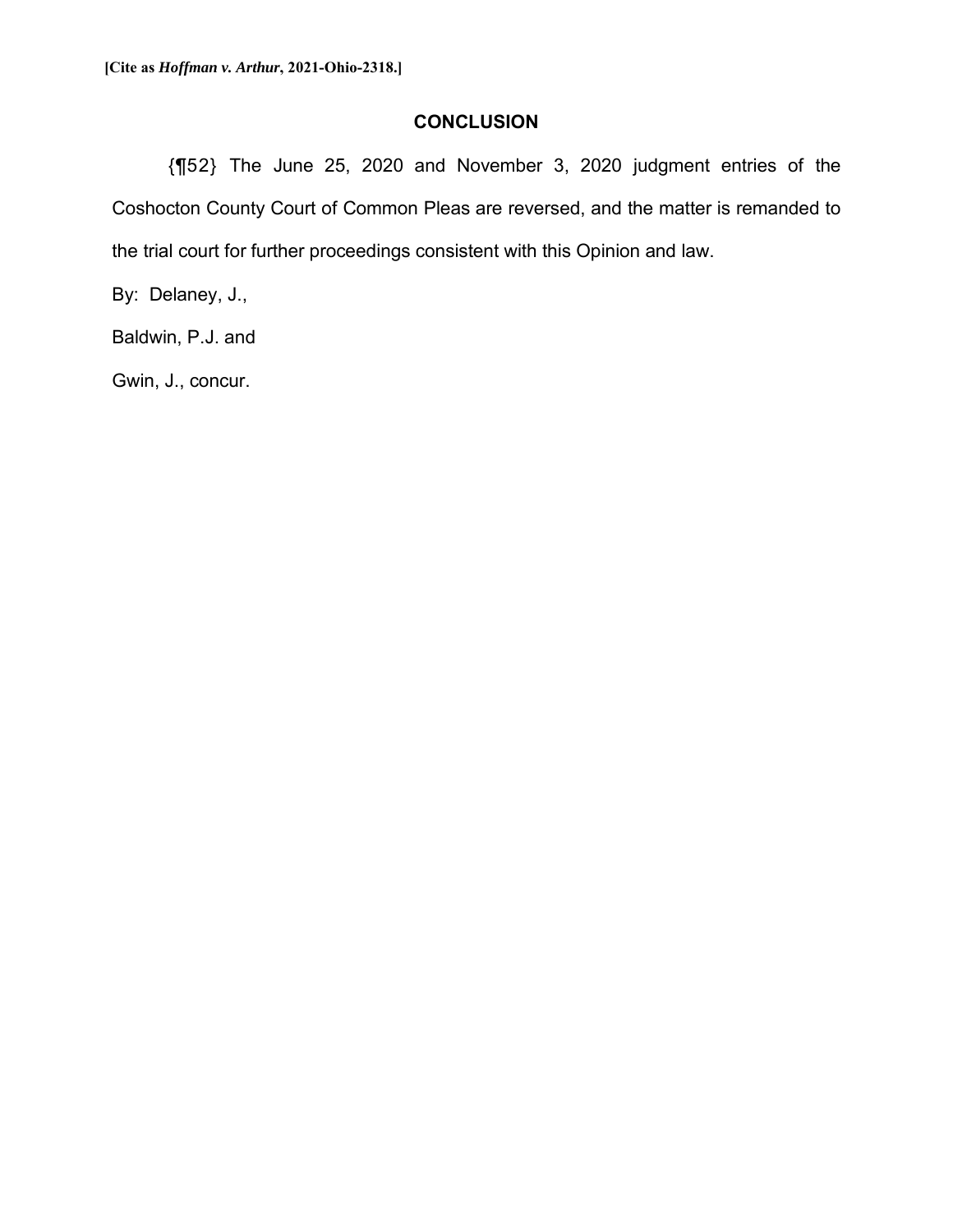## CONCLUSION

{¶52} The June 25, 2020 and November 3, 2020 judgment entries of the Coshocton County Court of Common Pleas are reversed, and the matter is remanded to the trial court for further proceedings consistent with this Opinion and law.

By: Delaney, J.,

Baldwin, P.J. and

Gwin, J., concur.